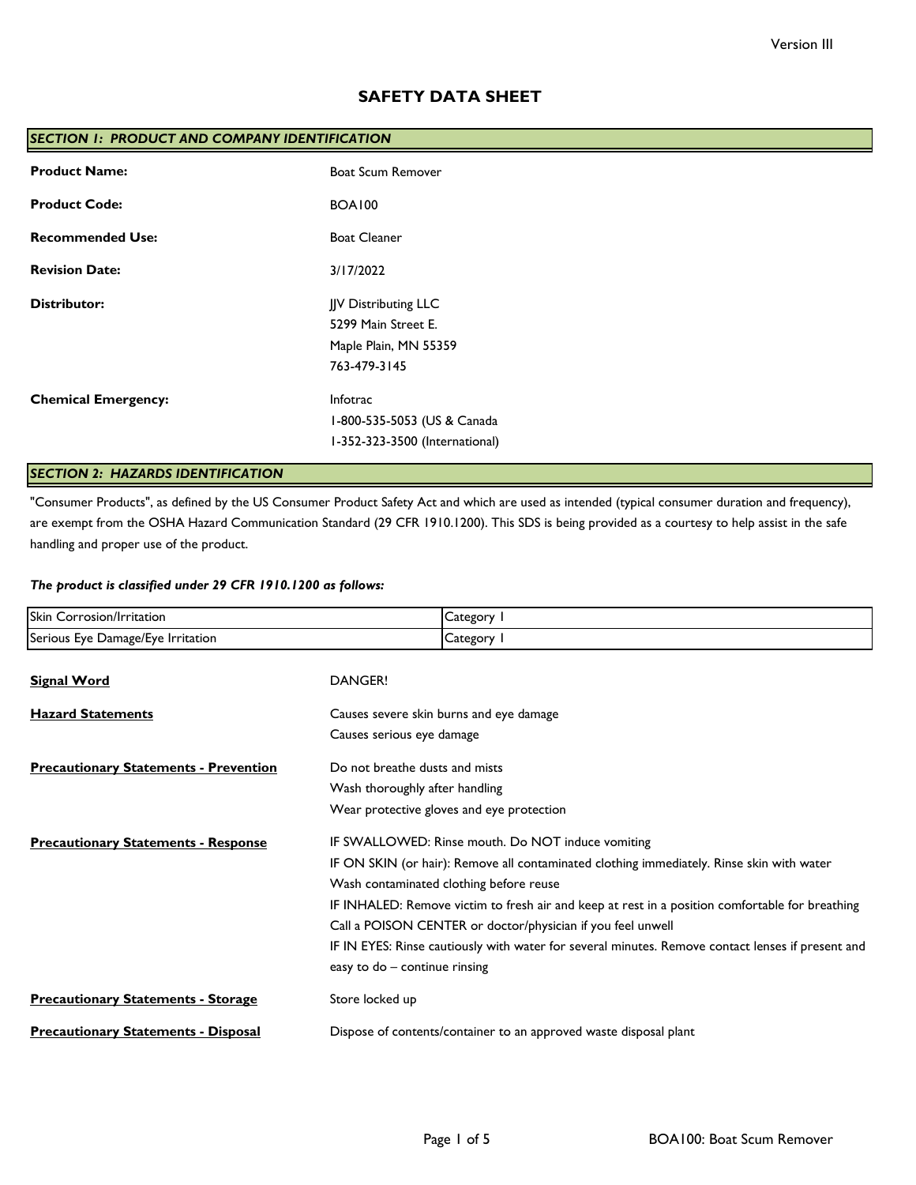# SAFETY DATA SHEET

Version III

## *SECTION 1: PRODUCT AND COMPANY IDENTIFICATION*

**Product Name:** Boat Scum Remover

**Product Code:** BOA100

**Recommended Use:** Boat Cleaner

**Revision Date:** 3/17/2022

**Distributor:**
JJV Distributing LLC
5299 Main Street E.
Maple Plain, MN 55359
763-479-3145

**Chemical Emergency:**
Infotrac
1-800-535-5053 (US & Canada
1-352-323-3500 (International)

## *SECTION 2: HAZARDS IDENTIFICATION*

"Consumer Products", as defined by the US Consumer Product Safety Act and which are used as intended (typical consumer duration and frequency), are exempt from the OSHA Hazard Communication Standard (29 CFR 1910.1200). This SDS is being provided as a courtesy to help assist in the safe handling and proper use of the product.

***The product is classified under 29 CFR 1910.1200 as follows:***

| | |
|---|---|
| Skin Corrosion/Irritation | Category 1 |
| Serious Eye Damage/Eye Irritation | Category 1 |

**Signal Word**

DANGER!

**Hazard Statements**

Causes severe skin burns and eye damage
Causes serious eye damage

**Precautionary Statements - Prevention**

Do not breathe dusts and mists
Wash thoroughly after handling
Wear protective gloves and eye protection

**Precautionary Statements - Response**

IF SWALLOWED: Rinse mouth. Do NOT induce vomiting
IF ON SKIN (or hair): Remove all contaminated clothing immediately. Rinse skin with water
Wash contaminated clothing before reuse
IF INHALED: Remove victim to fresh air and keep at rest in a position comfortable for breathing
Call a POISON CENTER or doctor/physician if you feel unwell
IF IN EYES: Rinse cautiously with water for several minutes. Remove contact lenses if present and easy to do – continue rinsing

**Precautionary Statements - Storage**

Store locked up

**Precautionary Statements - Disposal**

Dispose of contents/container to an approved waste disposal plant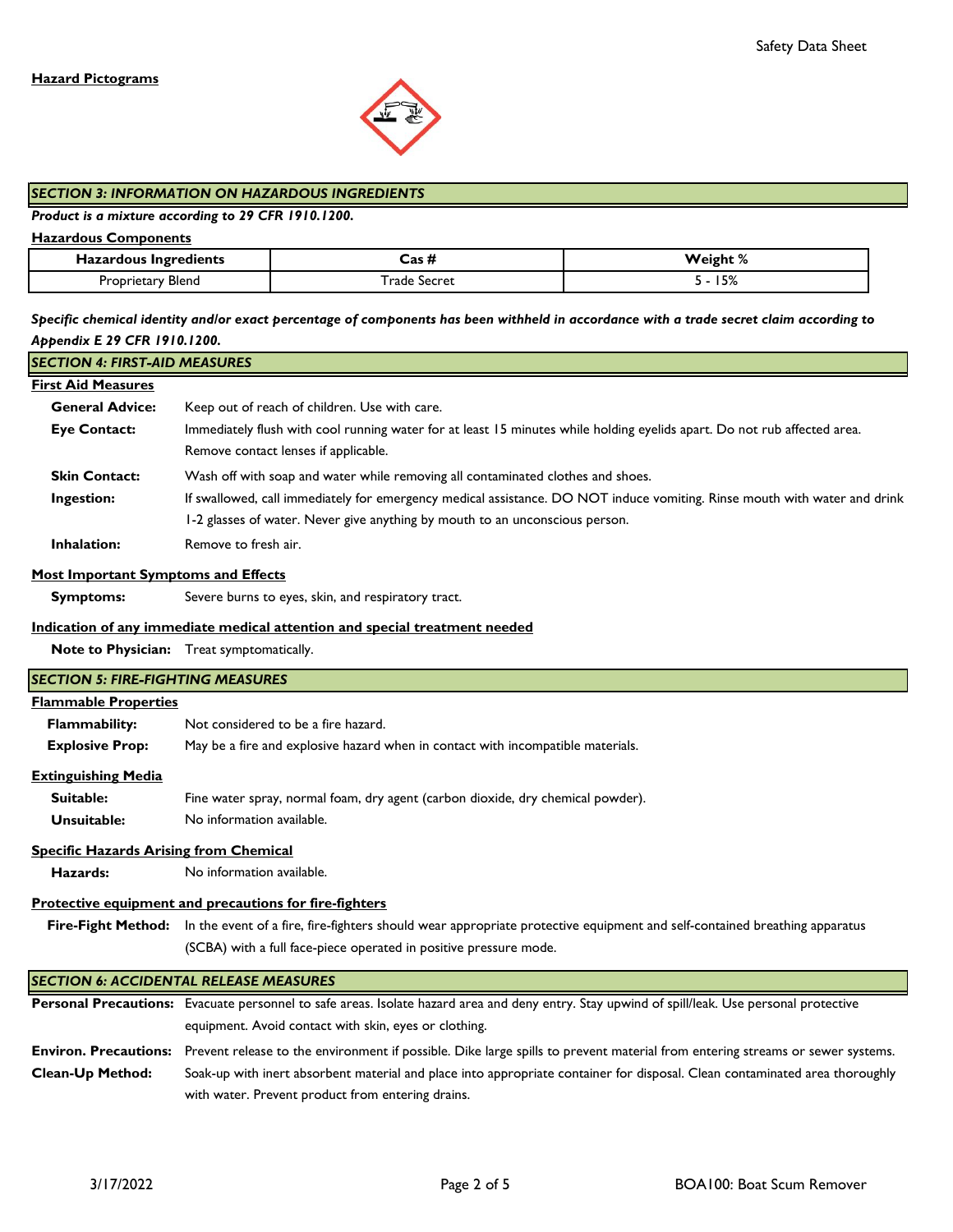**Hazard Pictograms**

## SECTION 3: INFORMATION ON HAZARDOUS INGREDIENTS

***Product is a mixture according to 29 CFR 1910.1200.***

**Hazardous Components**

| Hazardous Ingredients | Cas # | Weight % |
|---|---|---|
| Proprietary Blend | Trade Secret | 5 - 15% |

***Specific chemical identity and/or exact percentage of components has been withheld in accordance with a trade secret claim according to Appendix E 29 CFR 1910.1200.***

## SECTION 4: FIRST-AID MEASURES

**First Aid Measures**

**General Advice:** Keep out of reach of children. Use with care.

**Eye Contact:** Immediately flush with cool running water for at least 15 minutes while holding eyelids apart. Do not rub affected area. Remove contact lenses if applicable.

**Skin Contact:** Wash off with soap and water while removing all contaminated clothes and shoes.

**Ingestion:** If swallowed, call immediately for emergency medical assistance. DO NOT induce vomiting. Rinse mouth with water and drink 1-2 glasses of water. Never give anything by mouth to an unconscious person.

**Inhalation:** Remove to fresh air.

**Most Important Symptoms and Effects**

**Symptoms:** Severe burns to eyes, skin, and respiratory tract.

**Indication of any immediate medical attention and special treatment needed**

**Note to Physician:** Treat symptomatically.

## SECTION 5: FIRE-FIGHTING MEASURES

**Flammable Properties**

**Flammability:** Not considered to be a fire hazard.

**Explosive Prop:** May be a fire and explosive hazard when in contact with incompatible materials.

**Extinguishing Media**

**Suitable:** Fine water spray, normal foam, dry agent (carbon dioxide, dry chemical powder).

**Unsuitable:** No information available.

**Specific Hazards Arising from Chemical**

**Hazards:** No information available.

**Protective equipment and precautions for fire-fighters**

**Fire-Fight Method:** In the event of a fire, fire-fighters should wear appropriate protective equipment and self-contained breathing apparatus (SCBA) with a full face-piece operated in positive pressure mode.

## SECTION 6: ACCIDENTAL RELEASE MEASURES

**Personal Precautions:** Evacuate personnel to safe areas. Isolate hazard area and deny entry. Stay upwind of spill/leak. Use personal protective equipment. Avoid contact with skin, eyes or clothing.

**Environ. Precautions:** Prevent release to the environment if possible. Dike large spills to prevent material from entering streams or sewer systems.

**Clean-Up Method:** Soak-up with inert absorbent material and place into appropriate container for disposal. Clean contaminated area thoroughly with water. Prevent product from entering drains.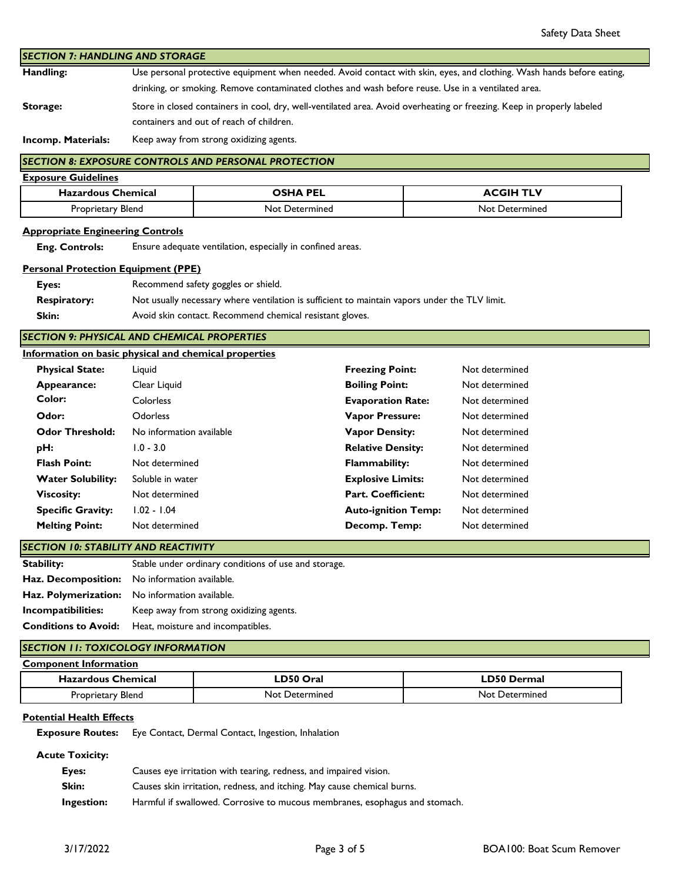## SECTION 7: HANDLING AND STORAGE

**Handling:** Use personal protective equipment when needed. Avoid contact with skin, eyes, and clothing. Wash hands before eating, drinking, or smoking. Remove contaminated clothes and wash before reuse. Use in a ventilated area.

**Storage:** Store in closed containers in cool, dry, well-ventilated area. Avoid overheating or freezing. Keep in properly labeled containers and out of reach of children.

**Incomp. Materials:** Keep away from strong oxidizing agents.

## SECTION 8: EXPOSURE CONTROLS AND PERSONAL PROTECTION

**Exposure Guidelines**

| Hazardous Chemical | OSHA PEL | ACGIH TLV |
|---|---|---|
| Proprietary Blend | Not Determined | Not Determined |

**Appropriate Engineering Controls**

**Eng. Controls:** Ensure adequate ventilation, especially in confined areas.

**Personal Protection Equipment (PPE)**

**Eyes:** Recommend safety goggles or shield.

**Respiratory:** Not usually necessary where ventilation is sufficient to maintain vapors under the TLV limit.

**Skin:** Avoid skin contact. Recommend chemical resistant gloves.

## SECTION 9: PHYSICAL AND CHEMICAL PROPERTIES

**Information on basic physical and chemical properties**

| | | | |
|---|---|---|---|
| **Physical State:** | Liquid | **Freezing Point:** | Not determined |
| **Appearance:** | Clear Liquid | **Boiling Point:** | Not determined |
| **Color:** | Colorless | **Evaporation Rate:** | Not determined |
| **Odor:** | Odorless | **Vapor Pressure:** | Not determined |
| **Odor Threshold:** | No information available | **Vapor Density:** | Not determined |
| **pH:** | 1.0 - 3.0 | **Relative Density:** | Not determined |
| **Flash Point:** | Not determined | **Flammability:** | Not determined |
| **Water Solubility:** | Soluble in water | **Explosive Limits:** | Not determined |
| **Viscosity:** | Not determined | **Part. Coefficient:** | Not determined |
| **Specific Gravity:** | 1.02 - 1.04 | **Auto-ignition Temp:** | Not determined |
| **Melting Point:** | Not determined | **Decomp. Temp:** | Not determined |

## SECTION 10: STABILITY AND REACTIVITY

**Stability:** Stable under ordinary conditions of use and storage.

**Haz. Decomposition:** No information available.

**Haz. Polymerization:** No information available.

**Incompatibilities:** Keep away from strong oxidizing agents.

**Conditions to Avoid:** Heat, moisture and incompatibles.

## SECTION 11: TOXICOLOGY INFORMATION

**Component Information**

| Hazardous Chemical | LD50 Oral | LD50 Dermal |
|---|---|---|
| Proprietary Blend | Not Determined | Not Determined |

**Potential Health Effects**

**Exposure Routes:** Eye Contact, Dermal Contact, Ingestion, Inhalation

**Acute Toxicity:**

**Eyes:** Causes eye irritation with tearing, redness, and impaired vision.

**Skin:** Causes skin irritation, redness, and itching. May cause chemical burns.

**Ingestion:** Harmful if swallowed. Corrosive to mucous membranes, esophagus and stomach.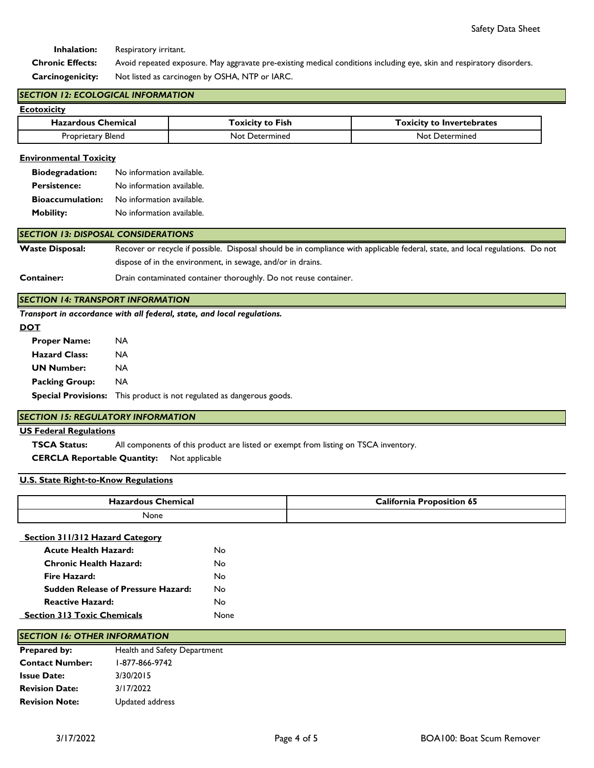**Inhalation:** Respiratory irritant.

**Chronic Effects:** Avoid repeated exposure. May aggravate pre-existing medical conditions including eye, skin and respiratory disorders.

**Carcinogenicity:** Not listed as carcinogen by OSHA, NTP or IARC.

## *SECTION 12: ECOLOGICAL INFORMATION*

**Ecotoxicity**

| Hazardous Chemical | Toxicity to Fish | Toxicity to Invertebrates |
|---|---|---|
| Proprietary Blend | Not Determined | Not Determined |

**Environmental Toxicity**

**Biodegradation:** No information available.

**Persistence:** No information available.

**Bioaccumulation:** No information available.

**Mobility:** No information available.

## *SECTION 13: DISPOSAL CONSIDERATIONS*

**Waste Disposal:** Recover or recycle if possible. Disposal should be in compliance with applicable federal, state, and local regulations. Do not dispose of in the environment, in sewage, and/or in drains.

**Container:** Drain contaminated container thoroughly. Do not reuse container.

## *SECTION 14: TRANSPORT INFORMATION*

***Transport in accordance with all federal, state, and local regulations.***

**DOT**

**Proper Name:** NA

**Hazard Class:** NA

**UN Number:** NA

**Packing Group:** NA

**Special Provisions:** This product is not regulated as dangerous goods.

## *SECTION 15: REGULATORY INFORMATION*

**US Federal Regulations**

**TSCA Status:** All components of this product are listed or exempt from listing on TSCA inventory.

**CERCLA Reportable Quantity:** Not applicable

**U.S. State Right-to-Know Regulations**

| Hazardous Chemical | California Proposition 65 |
|---|---|
| None | |

**Section 311/312 Hazard Category**

**Acute Health Hazard:** No

**Chronic Health Hazard:** No

**Fire Hazard:** No

**Sudden Release of Pressure Hazard:** No

**Reactive Hazard:** No

**Section 313 Toxic Chemicals** None

## *SECTION 16: OTHER INFORMATION*

**Prepared by:** Health and Safety Department

**Contact Number:** 1-877-866-9742

**Issue Date:** 3/30/2015

**Revision Date:** 3/17/2022

**Revision Note:** Updated address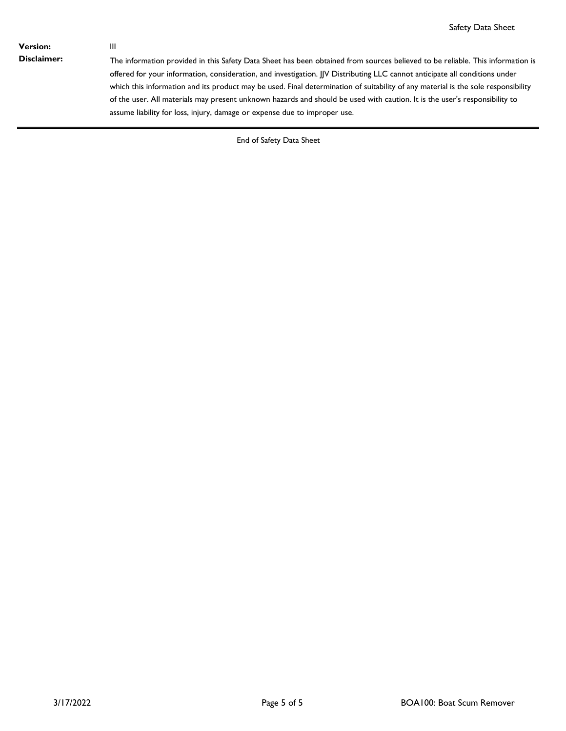**Version:** III

**Disclaimer:** The information provided in this Safety Data Sheet has been obtained from sources believed to be reliable. This information is offered for your information, consideration, and investigation. JJV Distributing LLC cannot anticipate all conditions under which this information and its product may be used. Final determination of suitability of any material is the sole responsibility of the user. All materials may present unknown hazards and should be used with caution. It is the user's responsibility to assume liability for loss, injury, damage or expense due to improper use.

---

End of Safety Data Sheet